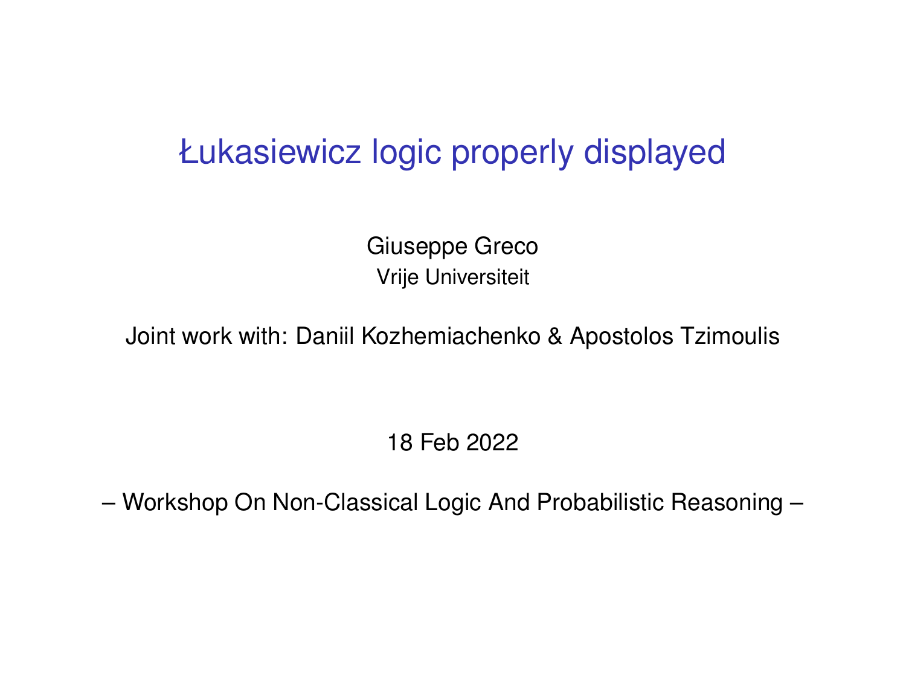# Łukasiewicz logic properly displayed

Giuseppe Greco
Vrije Universiteit

Joint work with: Daniil Kozhemiachenko & Apostolos Tzimoulis

18 Feb 2022

– Workshop On Non-Classical Logic And Probabilistic Reasoning –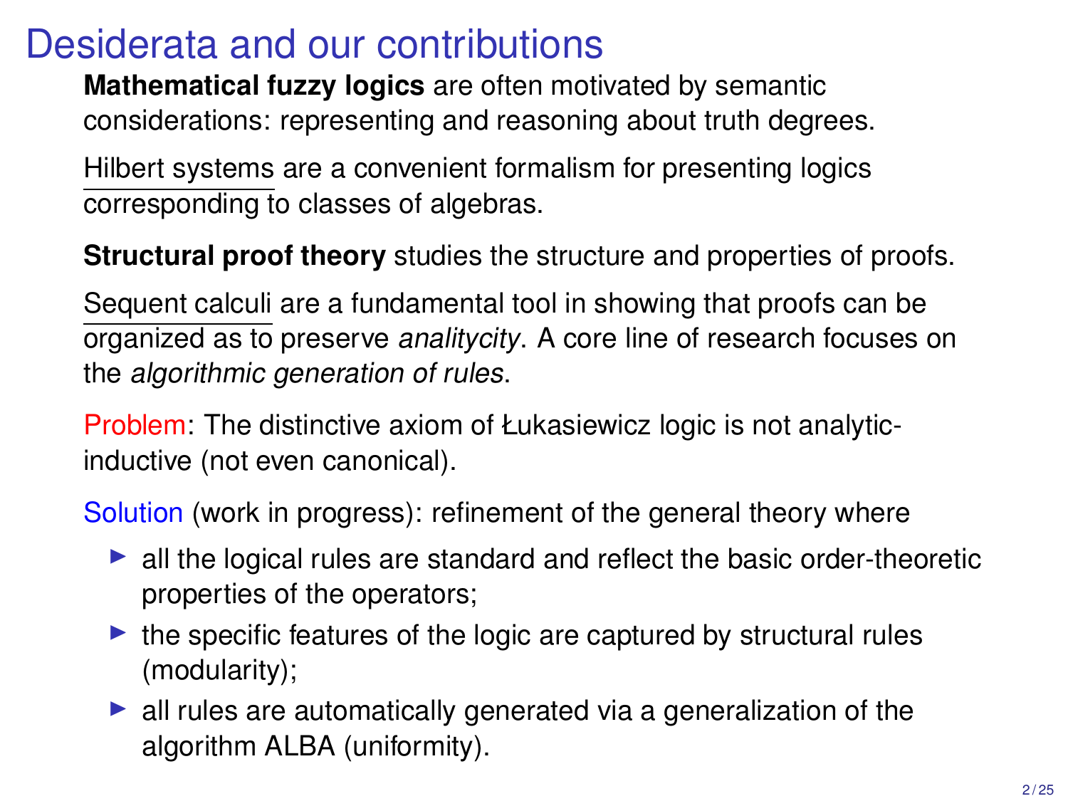# Desiderata and our contributions

**Mathematical fuzzy logics** are often motivated by semantic considerations: representing and reasoning about truth degrees.

Hilbert systems are a convenient formalism for presenting logics corresponding to classes of algebras.

**Structural proof theory** studies the structure and properties of proofs.

Sequent calculi are a fundamental tool in showing that proofs can be organized as to preserve *analiticity*. A core line of research focuses on the *algorithmic generation of rules*.

Problem: The distinctive axiom of Łukasiewicz logic is not analytic-inductive (not even canonical).

Solution (work in progress): refinement of the general theory where

- all the logical rules are standard and reflect the basic order-theoretic properties of the operators;
- the specific features of the logic are captured by structural rules (modularity);
- all rules are automatically generated via a generalization of the algorithm ALBA (uniformity).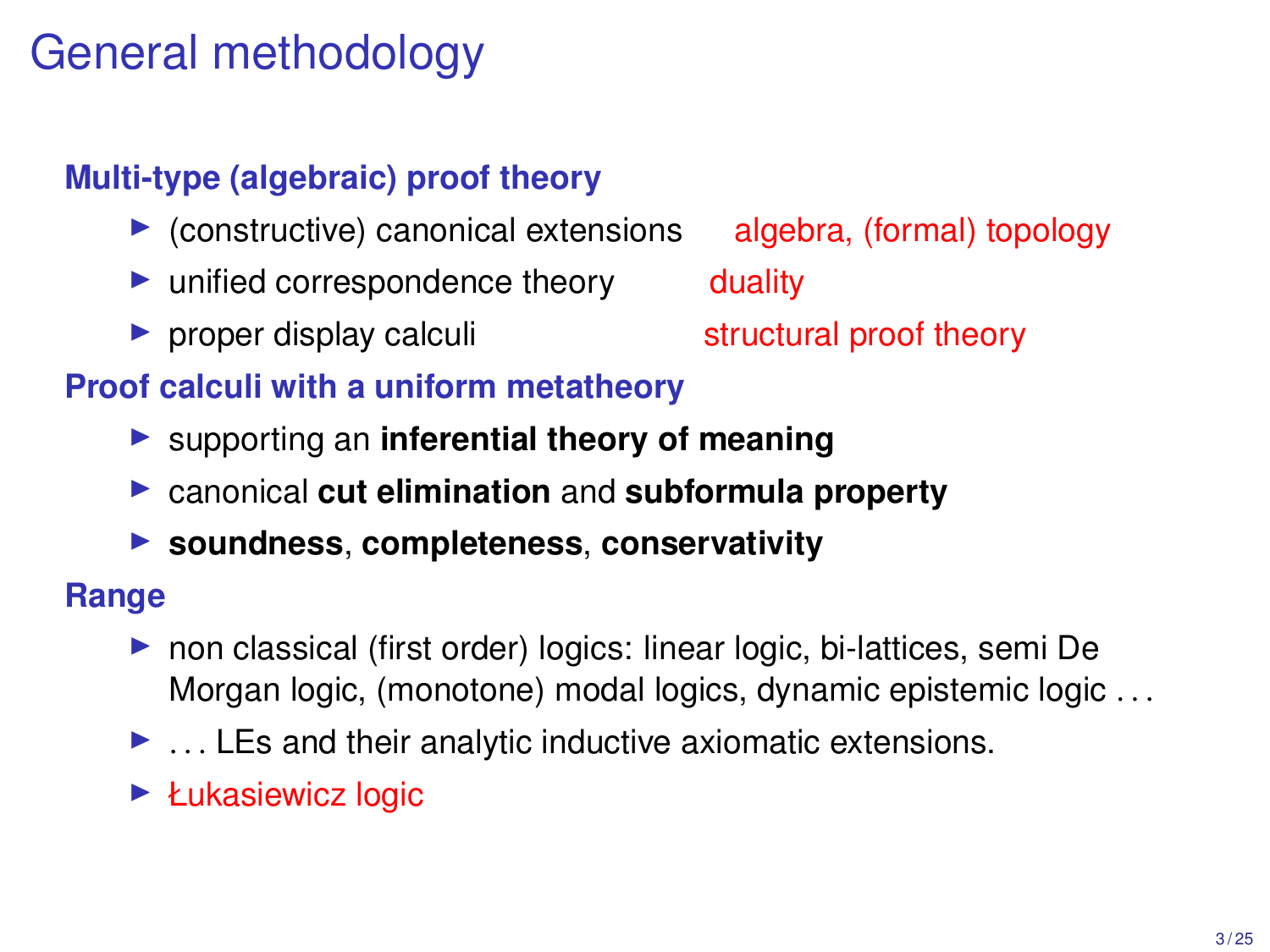# General methodology

**Multi-type (algebraic) proof theory**

- (constructive) canonical extensions — algebra, (formal) topology
- unified correspondence theory — duality
- proper display calculi — structural proof theory

**Proof calculi with a uniform metatheory**

- supporting an **inferential theory of meaning**
- canonical **cut elimination** and **subformula property**
- **soundness**, **completeness**, **conservativity**

**Range**

- non classical (first order) logics: linear logic, bi-lattices, semi De Morgan logic, (monotone) modal logics, dynamic epistemic logic ...
- ... LEs and their analytic inductive axiomatic extensions.
- Łukasiewicz logic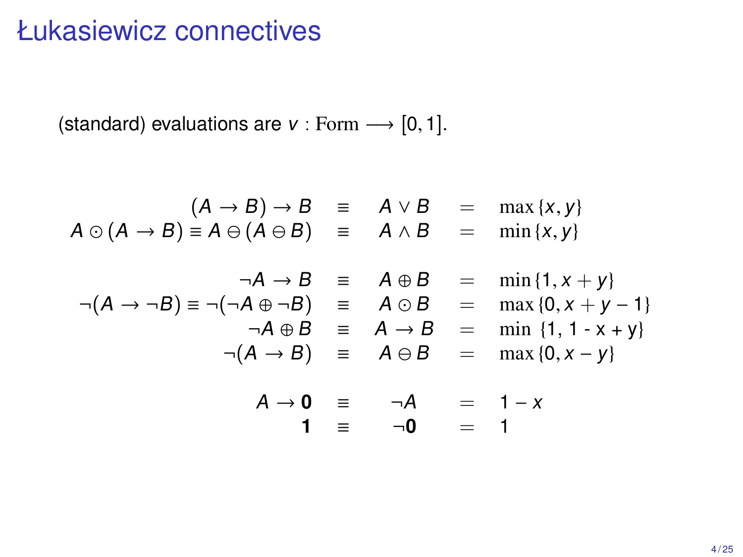# Łukasiewicz connectives

(standard) evaluations are $v : \mathrm{Form} \longrightarrow [0,1]$.

$$
\begin{array}{rclcl}
(A \to B) \to B & \equiv & A \vee B & = & \max\{x, y\} \\
A \odot (A \to B) \equiv A \ominus (A \ominus B) & \equiv & A \wedge B & = & \min\{x, y\} \\
 & & & & \\
\neg A \to B & \equiv & A \oplus B & = & \min\{1, x + y\} \\
\neg(A \to \neg B) \equiv \neg(\neg A \oplus \neg B) & \equiv & A \odot B & = & \max\{0, x + y - 1\} \\
\neg A \oplus B & \equiv & A \to B & = & \min\{1, 1 - x + y\} \\
\neg(A \to B) & \equiv & A \ominus B & = & \max\{0, x - y\} \\
 & & & & \\
A \to \mathbf{0} & \equiv & \neg A & = & 1 - x \\
\mathbf{1} & \equiv & \neg \mathbf{0} & = & 1
\end{array}
$$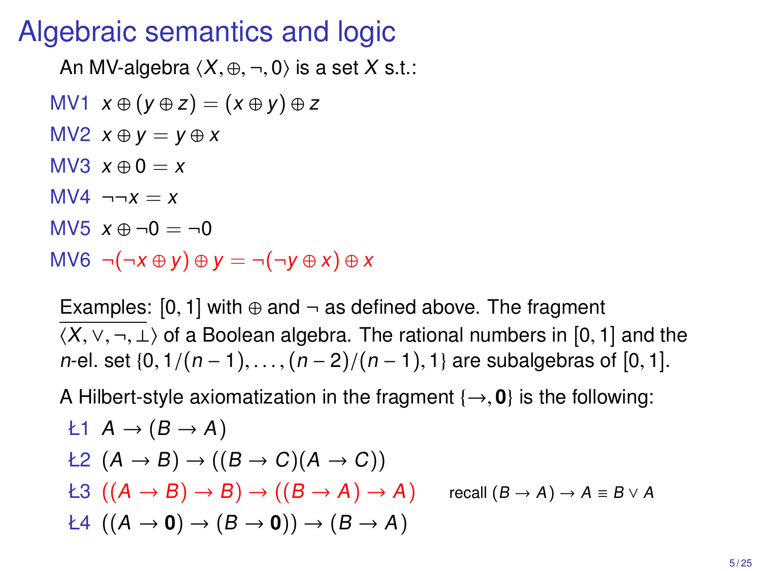# Algebraic semantics and logic

An MV-algebra $\langle X, \oplus, \neg, 0\rangle$ is a set $X$ s.t.:

- MV1 $x \oplus (y \oplus z) = (x \oplus y) \oplus z$
- MV2 $x \oplus y = y \oplus x$
- MV3 $x \oplus 0 = x$
- MV4 $\neg\neg x = x$
- MV5 $x \oplus \neg 0 = \neg 0$
- MV6 $\neg(\neg x \oplus y) \oplus y = \neg(\neg y \oplus x) \oplus x$

Examples: $[0, 1]$ with $\oplus$ and $\neg$ as defined above. The fragment $\langle X, \vee, \neg, \bot\rangle$ of a Boolean algebra. The rational numbers in $[0, 1]$ and the $n$-el. set $\{0, 1/(n-1), \ldots, (n-2)/(n-1), 1\}$ are subalgebras of $[0, 1]$.

A Hilbert-style axiomatization in the fragment $\{\rightarrow, \mathbf{0}\}$ is the following:

- Ł1 $A \rightarrow (B \rightarrow A)$
- Ł2 $(A \rightarrow B) \rightarrow ((B \rightarrow C)(A \rightarrow C))$
- Ł3 $((A \rightarrow B) \rightarrow B) \rightarrow ((B \rightarrow A) \rightarrow A)$ recall $(B \rightarrow A) \rightarrow A \equiv B \vee A$
- Ł4 $((A \rightarrow \mathbf{0}) \rightarrow (B \rightarrow \mathbf{0})) \rightarrow (B \rightarrow A)$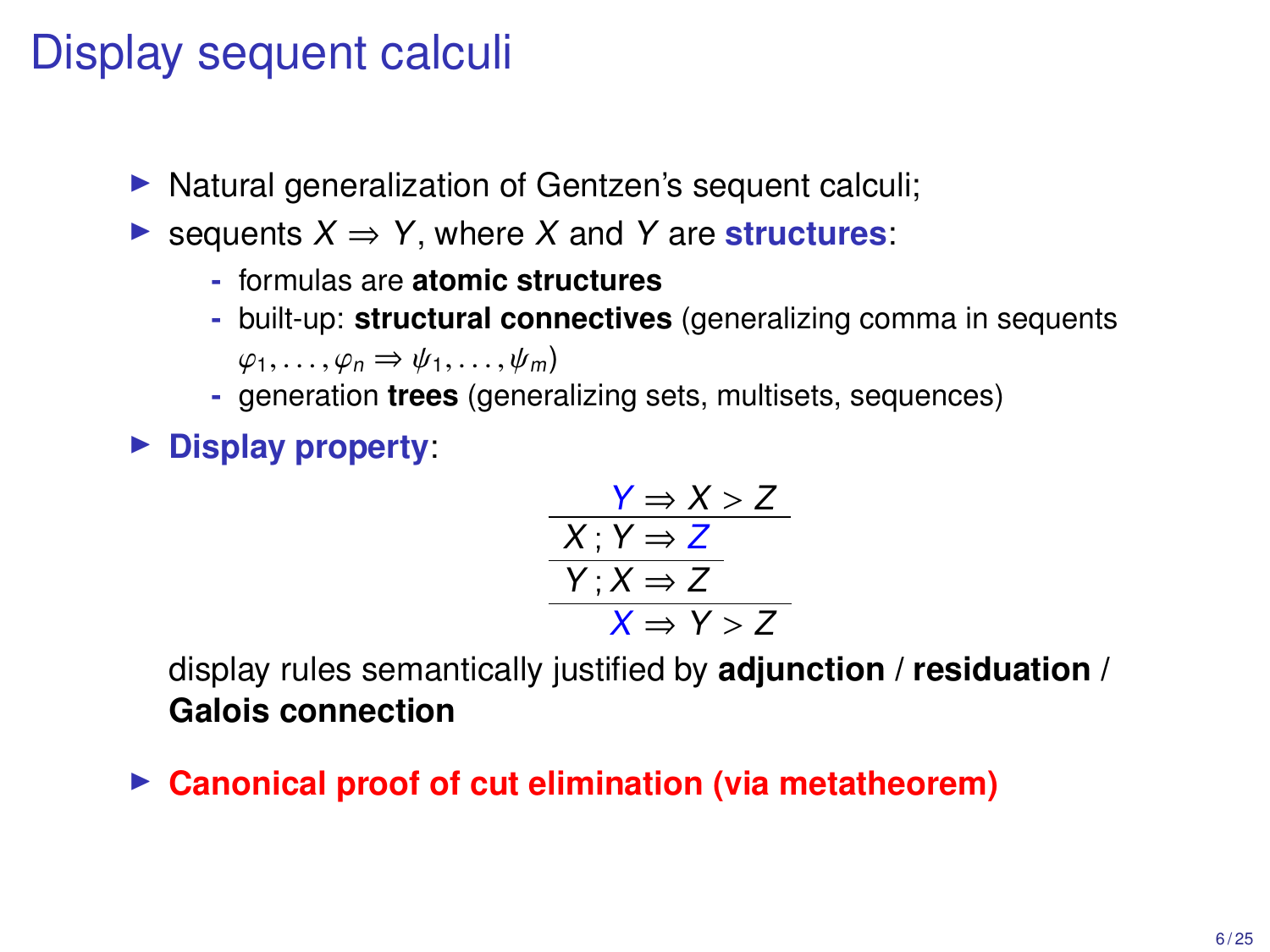# Display sequent calculi

- Natural generalization of Gentzen's sequent calculi;
- sequents $X \Rightarrow Y$, where $X$ and $Y$ are **structures**:
  - formulas are **atomic structures**
  - built-up: **structural connectives** (generalizing comma in sequents $\varphi_1, \ldots, \varphi_n \Rightarrow \psi_1, \ldots, \psi_m$)
  - generation **trees** (generalizing sets, multisets, sequences)
- **Display property**:

$$
\cfrac{\cfrac{\cfrac{Y \Rightarrow X > Z}{X \,;\, Y \Rightarrow Z}}{Y \,;\, X \Rightarrow Z}}{X \Rightarrow Y > Z}
$$

  display rules semantically justified by **adjunction** / **residuation** / **Galois connection**

- **Canonical proof of cut elimination (via metatheorem)**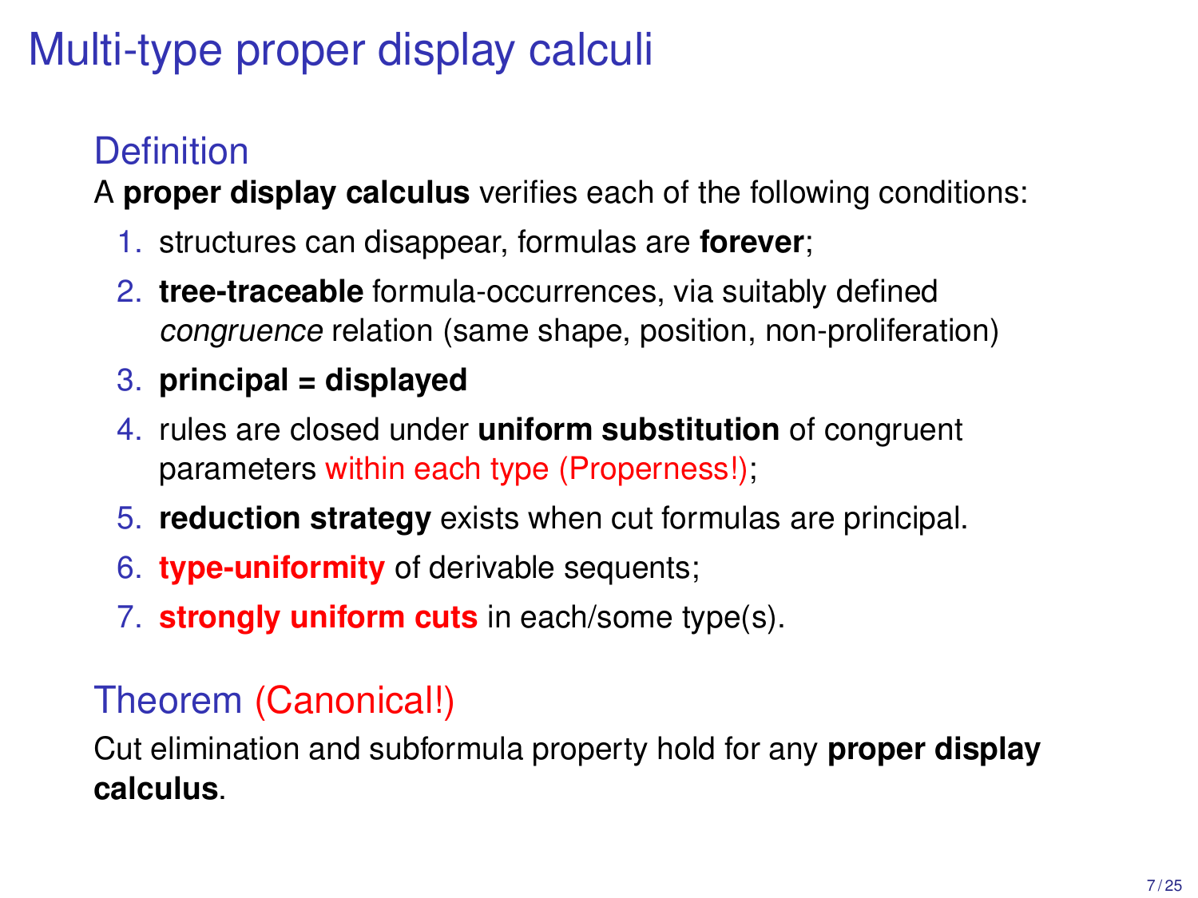# Multi-type proper display calculi

## Definition

A **proper display calculus** verifies each of the following conditions:

1. structures can disappear, formulas are **forever**;
2. **tree-traceable** formula-occurrences, via suitably defined *congruence* relation (same shape, position, non-proliferation)
3. **principal = displayed**
4. rules are closed under **uniform substitution** of congruent parameters within each type (Properness!);
5. **reduction strategy** exists when cut formulas are principal.
6. **type-uniformity** of derivable sequents;
7. **strongly uniform cuts** in each/some type(s).

## Theorem (Canonical!)

Cut elimination and subformula property hold for any **proper display calculus**.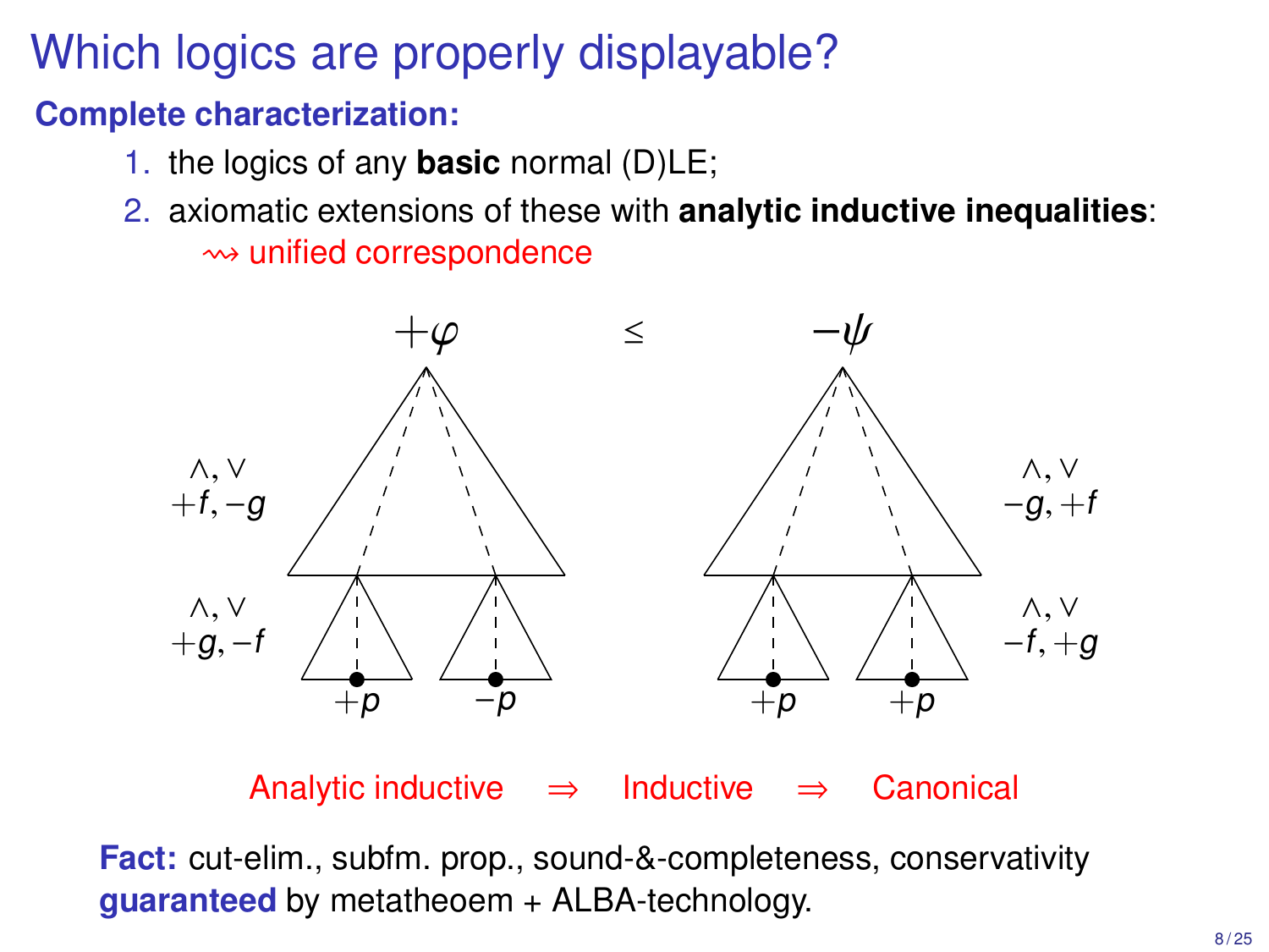# Which logics are properly displayable?

**Complete characterization:**

1. the logics of any **basic** normal (D)LE;
2. axiomatic extensions of these with **analytic inductive inequalities**:
   $\rightsquigarrow$ unified correspondence

$$+\varphi \quad \leq \quad -\psi$$

$\wedge, \vee$
$+f, -g$

$\wedge, \vee$
$+g, -f$

$+p$ $\quad -p$

$\wedge, \vee$
$-g, +f$

$\wedge, \vee$
$-f, +g$

$+p$ $\quad +p$

Analytic inductive $\Rightarrow$ Inductive $\Rightarrow$ Canonical

**Fact:** cut-elim., subfm. prop., sound-&-completeness, conservativity **guaranteed** by metatheoem + ALBA-technology.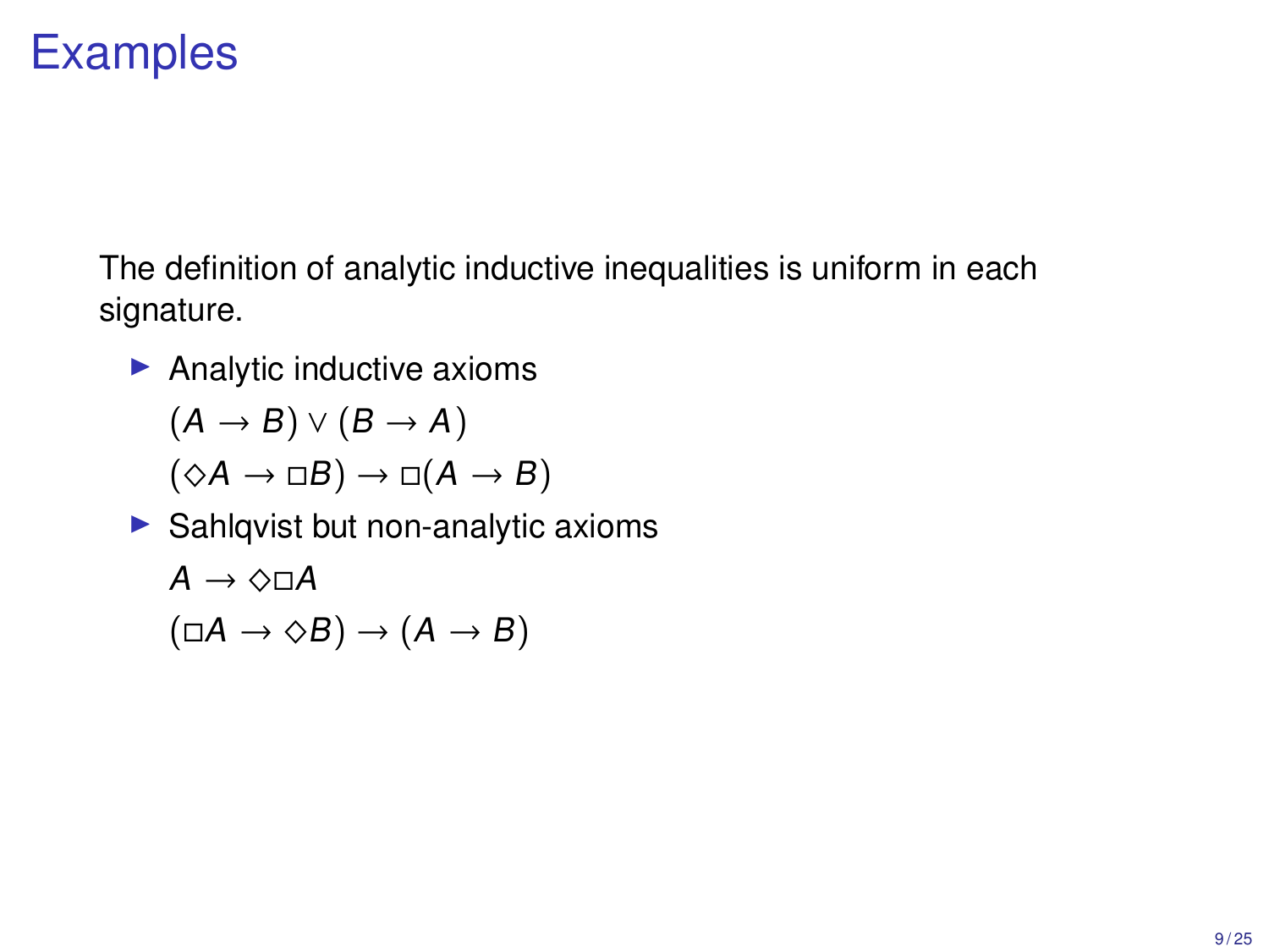# Examples

The definition of analytic inductive inequalities is uniform in each signature.

- Analytic inductive axioms

  $(A \to B) \lor (B \to A)$

  $(\Diamond A \to \Box B) \to \Box(A \to B)$

- Sahlqvist but non-analytic axioms

  $A \to \Diamond\Box A$

  $(\Box A \to \Diamond B) \to (A \to B)$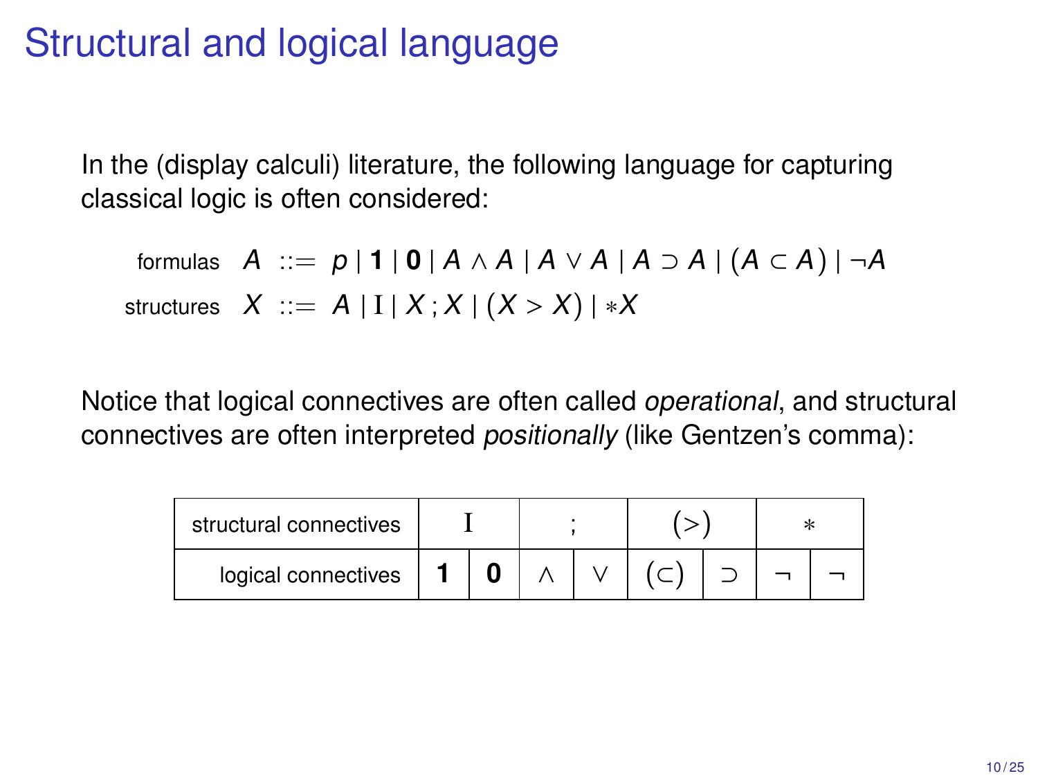# Structural and logical language

In the (display calculi) literature, the following language for capturing classical logic is often considered:

$$\text{formulas} \quad A \ ::= \ p \mid \mathbf{1} \mid \mathbf{0} \mid A \wedge A \mid A \vee A \mid A \supset A \mid (A \subset A) \mid \neg A$$

$$\text{structures} \quad X \ ::= \ A \mid \mathrm{I} \mid X \,;\, X \mid (X > X) \mid {*X}$$

Notice that logical connectives are often called *operational*, and structural connectives are often interpreted *positionally* (like Gentzen's comma):

| structural connectives | $\mathrm{I}$ | | $;$ | | $(>)$ | | $*$ | |
|---|---|---|---|---|---|---|---|---|
| logical connectives | $\mathbf{1}$ | $\mathbf{0}$ | $\wedge$ | $\vee$ | $(\subset)$ | $\supset$ | $\neg$ | $\neg$ |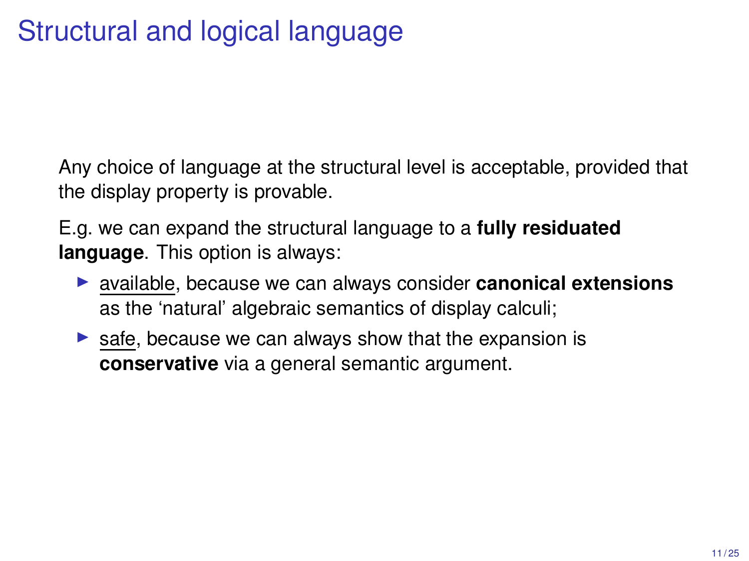# Structural and logical language

Any choice of language at the structural level is acceptable, provided that the display property is provable.

E.g. we can expand the structural language to a **fully residuated language**. This option is always:

- available, because we can always consider **canonical extensions** as the 'natural' algebraic semantics of display calculi;
- safe, because we can always show that the expansion is **conservative** via a general semantic argument.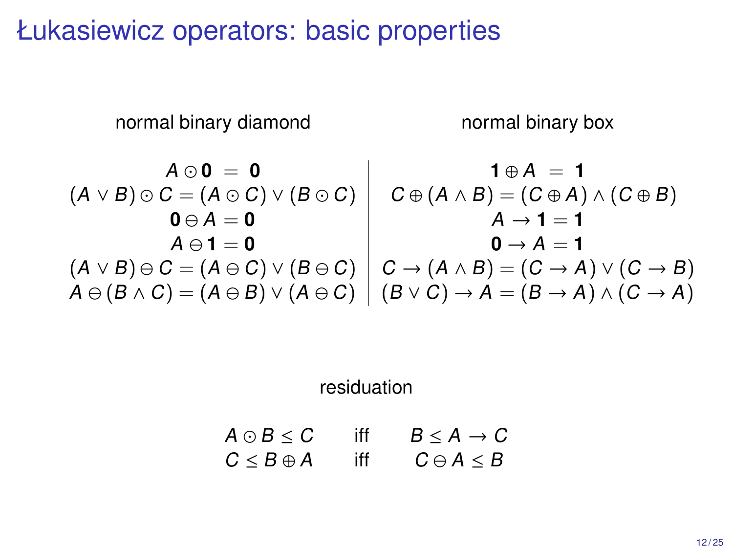# Łukasiewicz operators: basic properties

| normal binary diamond | normal binary box |
|---|---|
| $A \odot \mathbf{0} \ = \ \mathbf{0}$ | $\mathbf{1} \oplus A \ = \ \mathbf{1}$ |
| $(A \vee B) \odot C = (A \odot C) \vee (B \odot C)$ | $C \oplus (A \wedge B) = (C \oplus A) \wedge (C \oplus B)$ |
| $\mathbf{0} \ominus A = \mathbf{0}$ | $A \rightarrow \mathbf{1} = \mathbf{1}$ |
| $A \ominus \mathbf{1} = \mathbf{0}$ | $\mathbf{0} \rightarrow A = \mathbf{1}$ |
| $(A \vee B) \ominus C = (A \ominus C) \vee (B \ominus C)$ | $C \rightarrow (A \wedge B) = (C \rightarrow A) \vee (C \rightarrow B)$ |
| $A \ominus (B \wedge C) = (A \ominus B) \vee (A \ominus C)$ | $(B \vee C) \rightarrow A = (B \rightarrow A) \wedge (C \rightarrow A)$ |

residuation

$$A \odot B \leq C \quad \text{iff} \quad B \leq A \rightarrow C$$

$$C \leq B \oplus A \quad \text{iff} \quad C \ominus A \leq B$$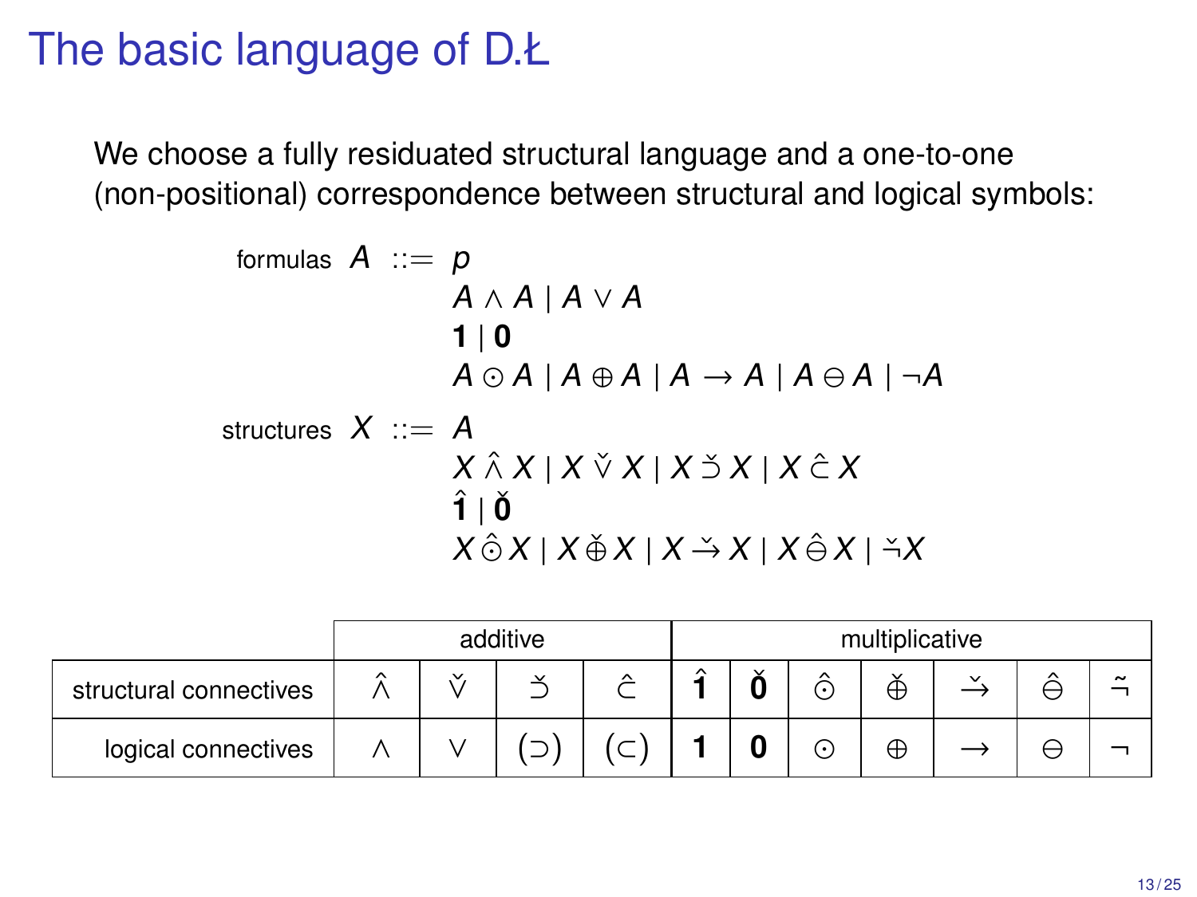# The basic language of D.Ł

We choose a fully residuated structural language and a one-to-one (non-positional) correspondence between structural and logical symbols:

$$
\begin{array}{rrl}
\text{formulas} & A ::= & p \\
& & A \wedge A \mid A \vee A \\
& & \mathbf{1} \mid \mathbf{0} \\
& & A \odot A \mid A \oplus A \mid A \rightarrow A \mid A \ominus A \mid \neg A \\
\text{structures} & X ::= & A \\
& & X \,\hat{\wedge}\, X \mid X \,\check{\vee}\, X \mid X \,\check{\supset}\, X \mid X \,\hat{\subset}\, X \\
& & \hat{\mathbf{1}} \mid \check{\mathbf{0}} \\
& & X \,\hat{\odot}\, X \mid X \,\check{\oplus}\, X \mid X \,\check{\rightarrow}\, X \mid X \,\hat{\ominus}\, X \mid \check{\neg} X
\end{array}
$$

| | additive | | | | multiplicative | | | | | | |
|---|---|---|---|---|---|---|---|---|---|---|---|
| structural connectives | $\hat{\wedge}$ | $\check{\vee}$ | $\check{\supset}$ | $\hat{\subset}$ | $\hat{\mathbf{1}}$ | $\check{\mathbf{0}}$ | $\hat{\odot}$ | $\check{\oplus}$ | $\check{\rightarrow}$ | $\hat{\ominus}$ | $\tilde{\neg}$ |
| logical connectives | $\wedge$ | $\vee$ | $(\supset)$ | $(\subset)$ | $\mathbf{1}$ | $\mathbf{0}$ | $\odot$ | $\oplus$ | $\rightarrow$ | $\ominus$ | $\neg$ |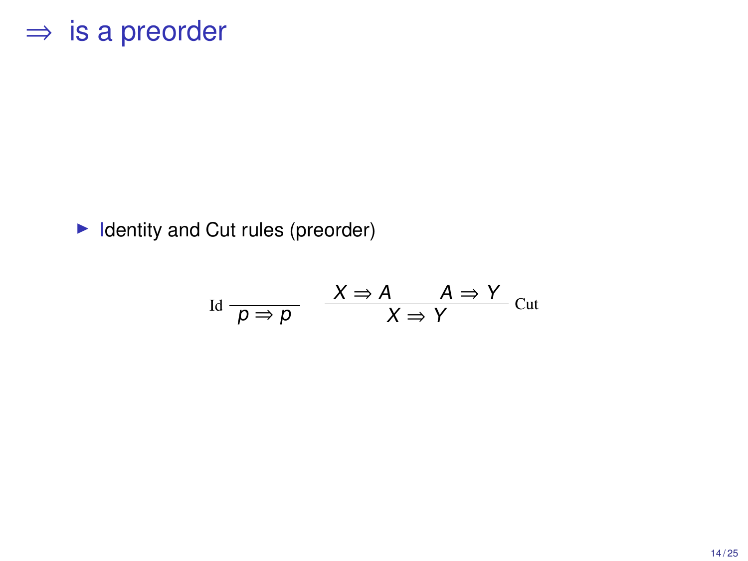# $\Rightarrow$ is a preorder

- Identity and Cut rules (preorder)

$$\text{Id}\ \frac{}{p \Rightarrow p} \qquad \frac{X \Rightarrow A \qquad A \Rightarrow Y}{X \Rightarrow Y}\ \text{Cut}$$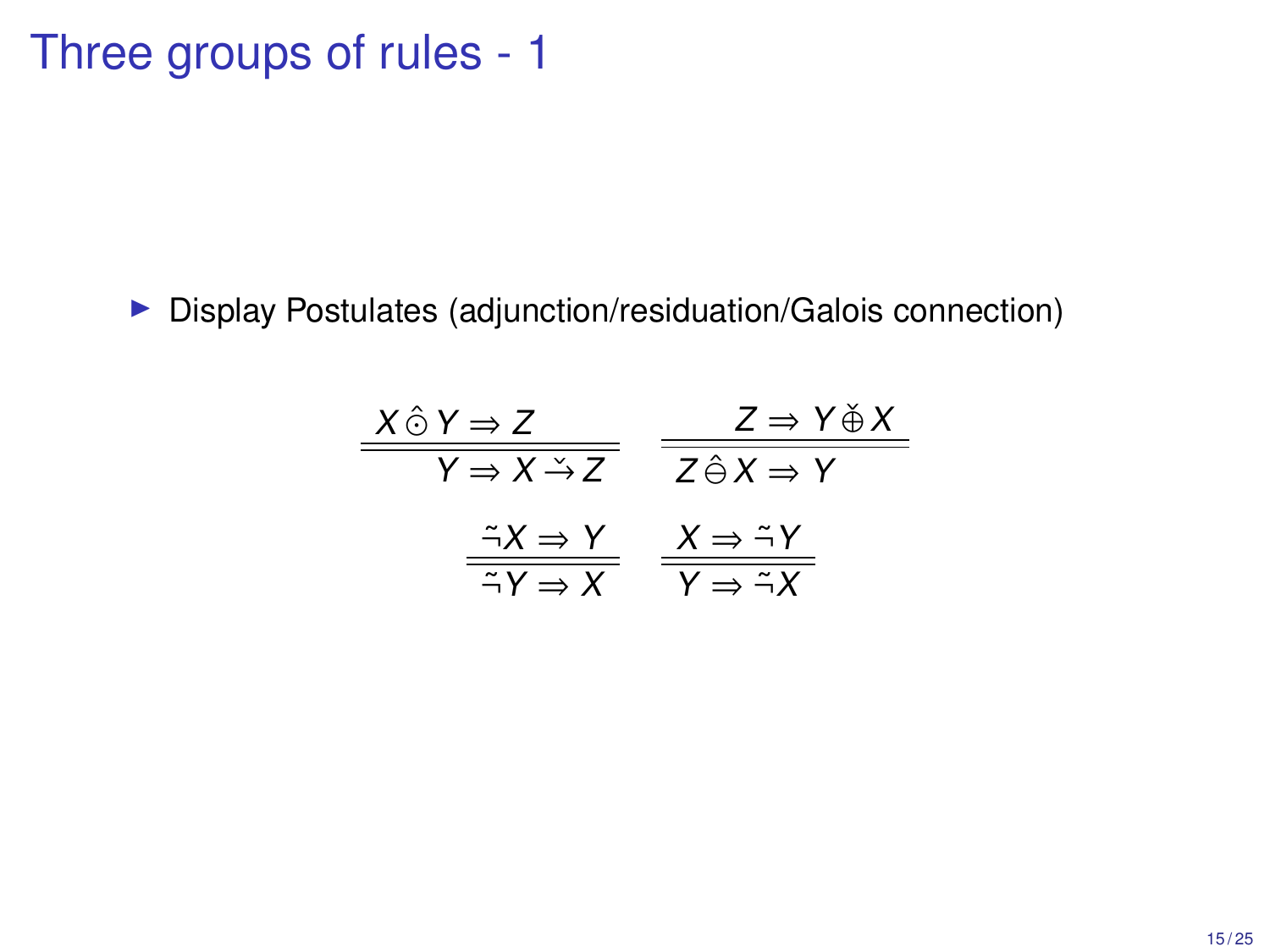# Three groups of rules - 1

- Display Postulates (adjunction/residuation/Galois connection)

$$
\frac{X \mathbin{\hat{\odot}} Y \Rightarrow Z}{Y \Rightarrow X \mathbin{\check{\rightarrow}} Z}
\qquad
\frac{Z \Rightarrow Y \mathbin{\check{\oplus}} X}{Z \mathbin{\hat{\ominus}} X \Rightarrow Y}
$$

$$
\frac{\tilde{\neg} X \Rightarrow Y}{\tilde{\neg} Y \Rightarrow X}
\qquad
\frac{X \Rightarrow \tilde{\neg} Y}{Y \Rightarrow \tilde{\neg} X}
$$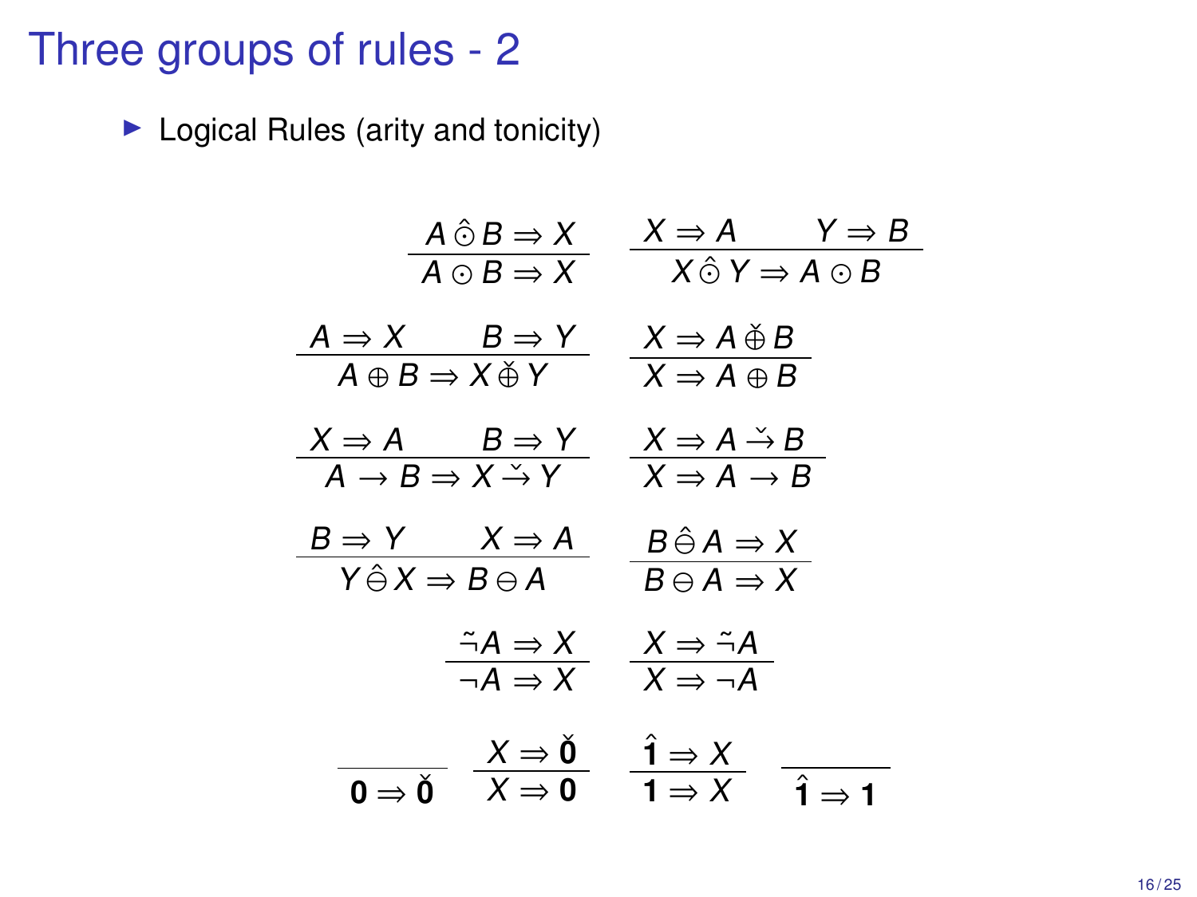# Three groups of rules - 2

- Logical Rules (arity and tonicity)

$$\frac{A \mathbin{\hat{\odot}} B \Rightarrow X}{A \odot B \Rightarrow X} \qquad \frac{X \Rightarrow A \qquad Y \Rightarrow B}{X \mathbin{\hat{\odot}} Y \Rightarrow A \odot B}$$

$$\frac{A \Rightarrow X \qquad B \Rightarrow Y}{A \oplus B \Rightarrow X \mathbin{\check{\oplus}} Y} \qquad \frac{X \Rightarrow A \mathbin{\check{\oplus}} B}{X \Rightarrow A \oplus B}$$

$$\frac{X \Rightarrow A \qquad B \Rightarrow Y}{A \rightarrow B \Rightarrow X \mathbin{\check{\rightarrow}} Y} \qquad \frac{X \Rightarrow A \mathbin{\check{\rightarrow}} B}{X \Rightarrow A \rightarrow B}$$

$$\frac{B \Rightarrow Y \qquad X \Rightarrow A}{Y \mathbin{\hat{\ominus}} X \Rightarrow B \ominus A} \qquad \frac{B \mathbin{\hat{\ominus}} A \Rightarrow X}{B \ominus A \Rightarrow X}$$

$$\frac{\tilde{\neg} A \Rightarrow X}{\neg A \Rightarrow X} \qquad \frac{X \Rightarrow \tilde{\neg} A}{X \Rightarrow \neg A}$$

$$\frac{}{\mathbf{0} \Rightarrow \check{\mathbf{0}}} \qquad \frac{X \Rightarrow \check{\mathbf{0}}}{X \Rightarrow \mathbf{0}} \qquad \frac{\hat{\mathbf{1}} \Rightarrow X}{\mathbf{1} \Rightarrow X} \qquad \frac{}{\hat{\mathbf{1}} \Rightarrow \mathbf{1}}$$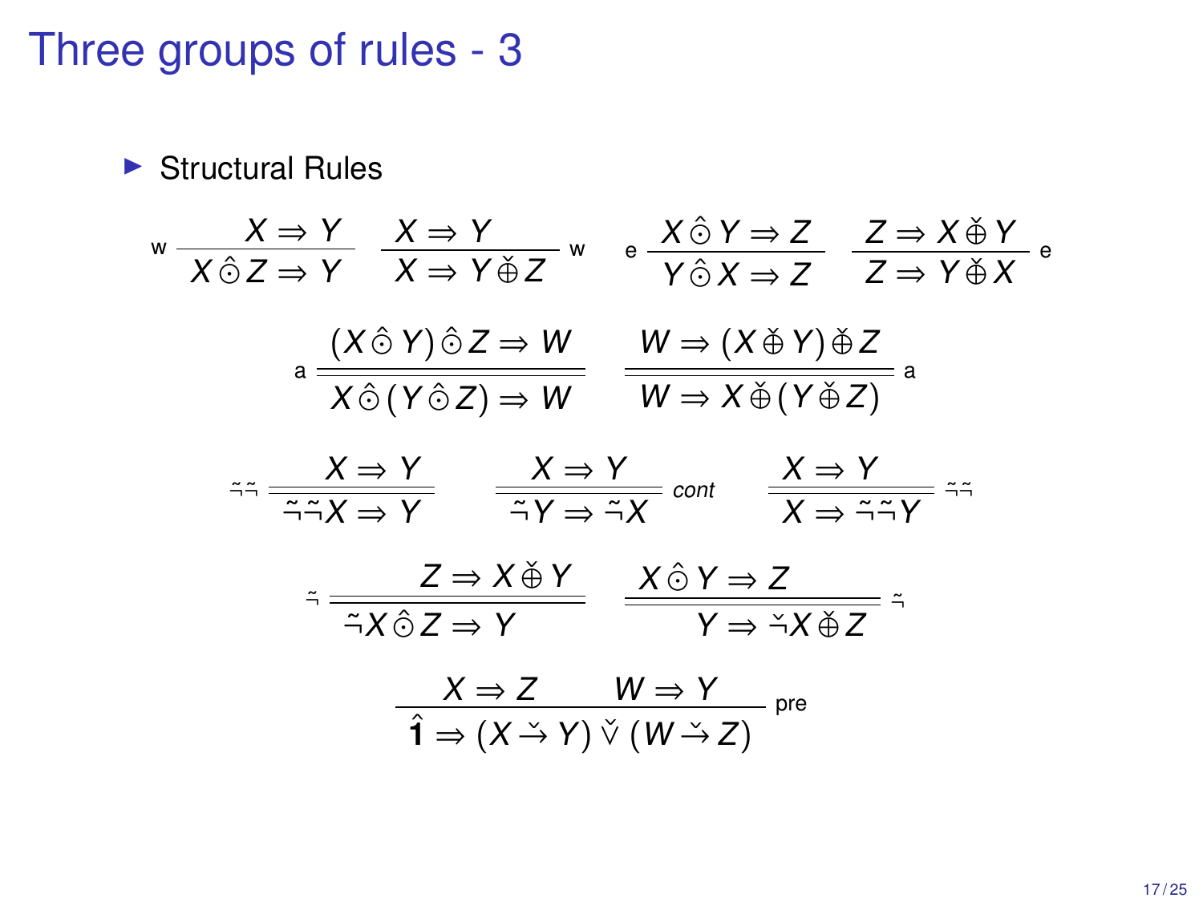# Three groups of rules - 3

- Structural Rules

$$
\text{w}\,\frac{X \Rightarrow Y}{X \,\hat{\odot}\, Z \Rightarrow Y} \qquad \frac{X \Rightarrow Y}{X \Rightarrow Y \,\check{\oplus}\, Z}\,\text{w} \qquad \text{e}\,\frac{X \,\hat{\odot}\, Y \Rightarrow Z}{Y \,\hat{\odot}\, X \Rightarrow Z} \qquad \frac{Z \Rightarrow X \,\check{\oplus}\, Y}{Z \Rightarrow Y \,\check{\oplus}\, X}\,\text{e}
$$

$$
\text{a}\,\frac{(X \,\hat{\odot}\, Y) \,\hat{\odot}\, Z \Rightarrow W}{X \,\hat{\odot}\, (Y \,\hat{\odot}\, Z) \Rightarrow W} \qquad \frac{W \Rightarrow (X \,\check{\oplus}\, Y) \,\check{\oplus}\, Z}{W \Rightarrow X \,\check{\oplus}\, (Y \,\check{\oplus}\, Z)}\,\text{a}
$$

$$
\tilde{\neg}\tilde{\neg}\,\frac{X \Rightarrow Y}{\tilde{\neg}\tilde{\neg} X \Rightarrow Y} \qquad \frac{X \Rightarrow Y}{\tilde{\neg} Y \Rightarrow \tilde{\neg} X}\,\textit{cont} \qquad \frac{X \Rightarrow Y}{X \Rightarrow \tilde{\neg}\tilde{\neg} Y}\,\tilde{\neg}\tilde{\neg}
$$

$$
\tilde{\neg}\,\frac{Z \Rightarrow X \,\check{\oplus}\, Y}{\tilde{\neg} X \,\hat{\odot}\, Z \Rightarrow Y} \qquad \frac{X \,\hat{\odot}\, Y \Rightarrow Z}{Y \Rightarrow \check{\neg} X \,\check{\oplus}\, Z}\,\tilde{\neg}
$$

$$
\frac{X \Rightarrow Z \qquad W \Rightarrow Y}{\hat{\mathbf{1}} \Rightarrow (X \,\check{\rightarrow}\, Y) \,\check{\vee}\, (W \,\check{\rightarrow}\, Z)}\,\text{pre}
$$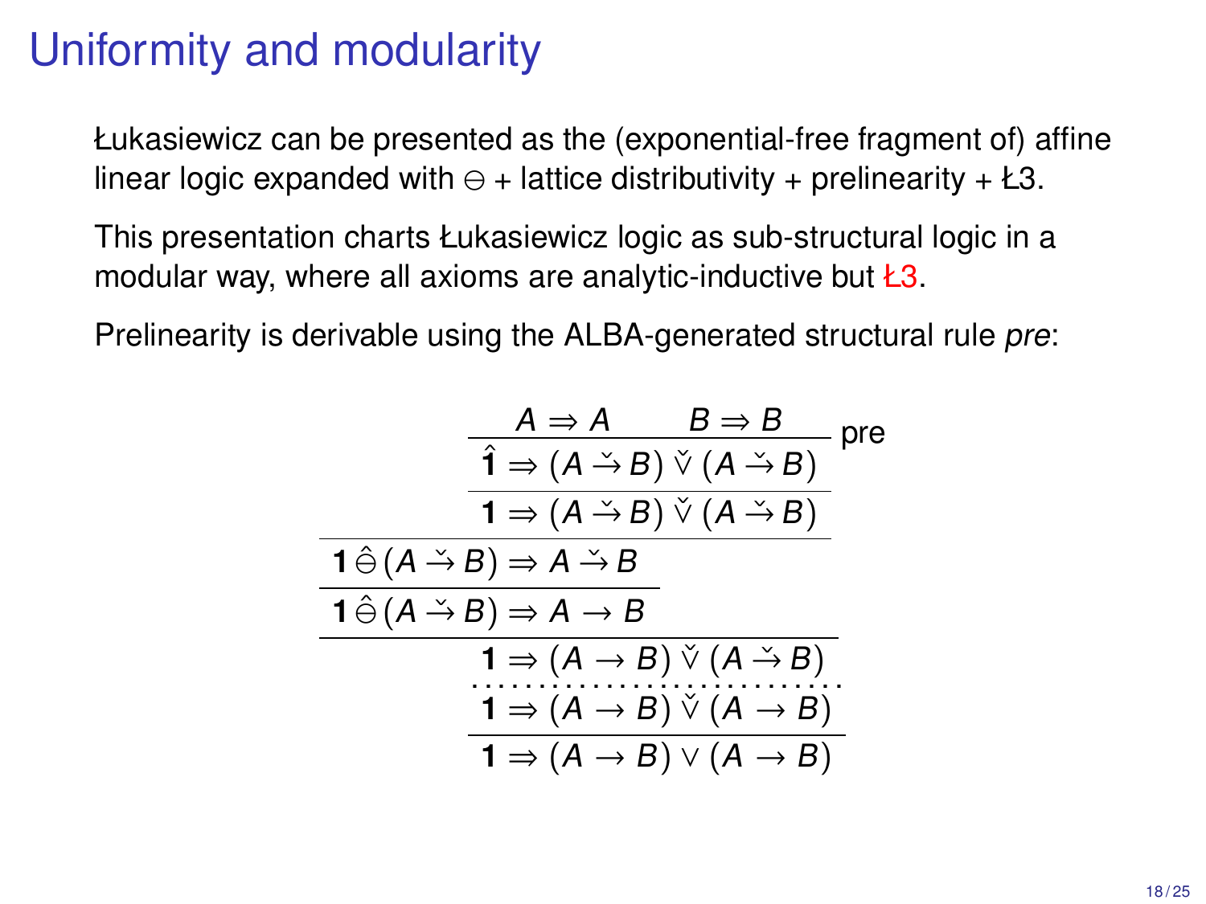# Uniformity and modularity

Łukasiewicz can be presented as the (exponential-free fragment of) affine linear logic expanded with $\ominus$ + lattice distributivity + prelinearity + Ł3.

This presentation charts Łukasiewicz logic as sub-structural logic in a modular way, where all axioms are analytic-inductive but Ł3.

Prelinearity is derivable using the ALBA-generated structural rule *pre*:

$$
\dfrac{
  \dfrac{
    \dfrac{
      \dfrac{
        \dfrac{
          \dfrac{A \Rightarrow A \qquad B \Rightarrow B}{\hat{\mathbf{1}} \Rightarrow (A \check{\to} B) \,\check{\vee}\, (A \check{\to} B)}\,\text{pre}
        }{\mathbf{1} \Rightarrow (A \check{\to} B) \,\check{\vee}\, (A \check{\to} B)}
      }{\mathbf{1} \,\hat{\ominus}\, (A \check{\to} B) \Rightarrow A \check{\to} B}
    }{\mathbf{1} \,\hat{\ominus}\, (A \check{\to} B) \Rightarrow A \to B}
  }{\mathbf{1} \Rightarrow (A \to B) \,\check{\vee}\, (A \check{\to} B)}
  \;\vdots\;
  \mathbf{1} \Rightarrow (A \to B) \,\check{\vee}\, (A \to B)
}{\mathbf{1} \Rightarrow (A \to B) \vee (A \to B)}
$$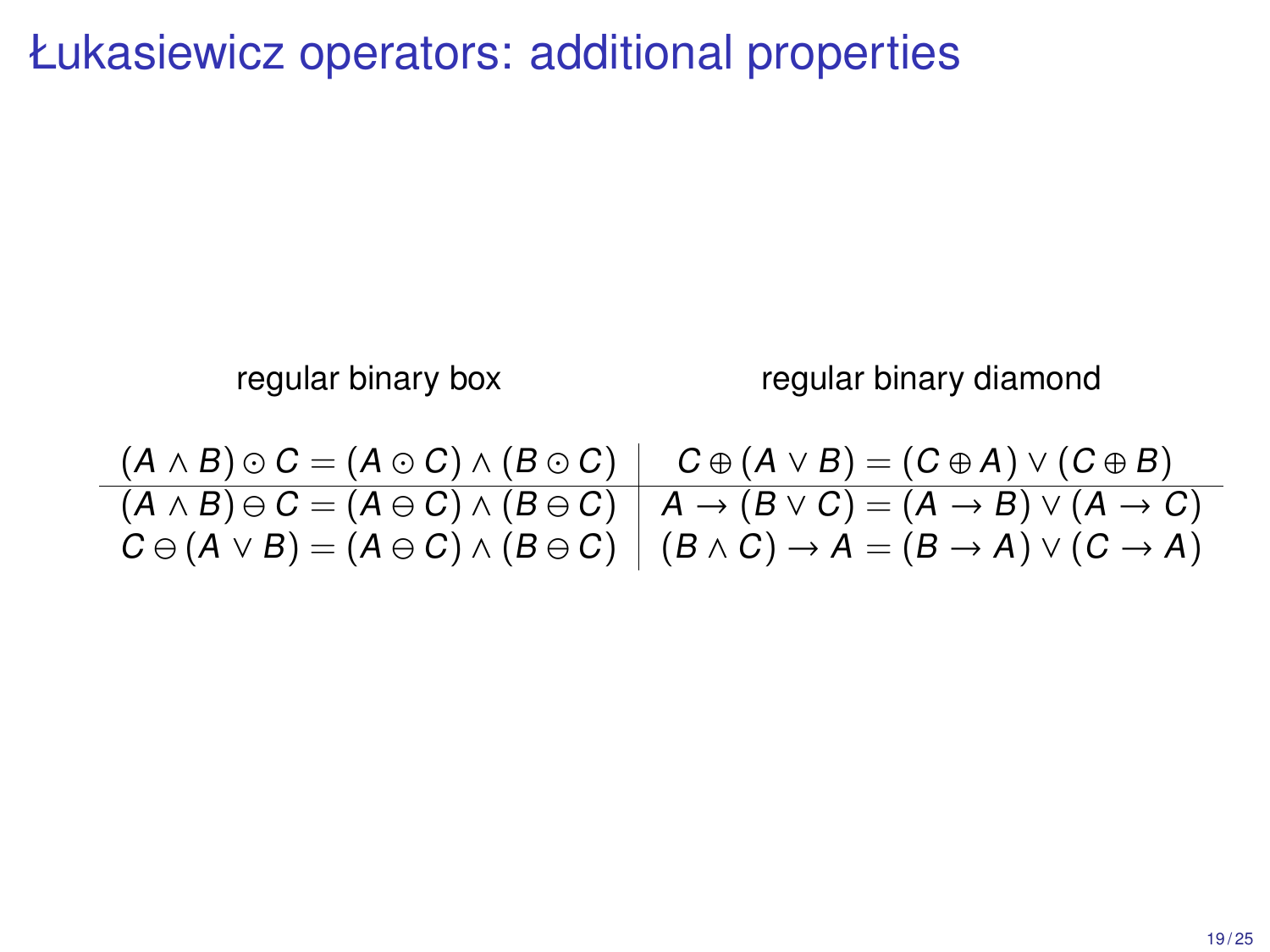# Łukasiewicz operators: additional properties

| regular binary box | regular binary diamond |
|---|---|
| $(A \wedge B) \odot C = (A \odot C) \wedge (B \odot C)$ | $C \oplus (A \vee B) = (C \oplus A) \vee (C \oplus B)$ |
| $(A \wedge B) \ominus C = (A \ominus C) \wedge (B \ominus C)$ | $A \rightarrow (B \vee C) = (A \rightarrow B) \vee (A \rightarrow C)$ |
| $C \ominus (A \vee B) = (A \ominus C) \wedge (B \ominus C)$ | $(B \wedge C) \rightarrow A = (B \rightarrow A) \vee (C \rightarrow A)$ |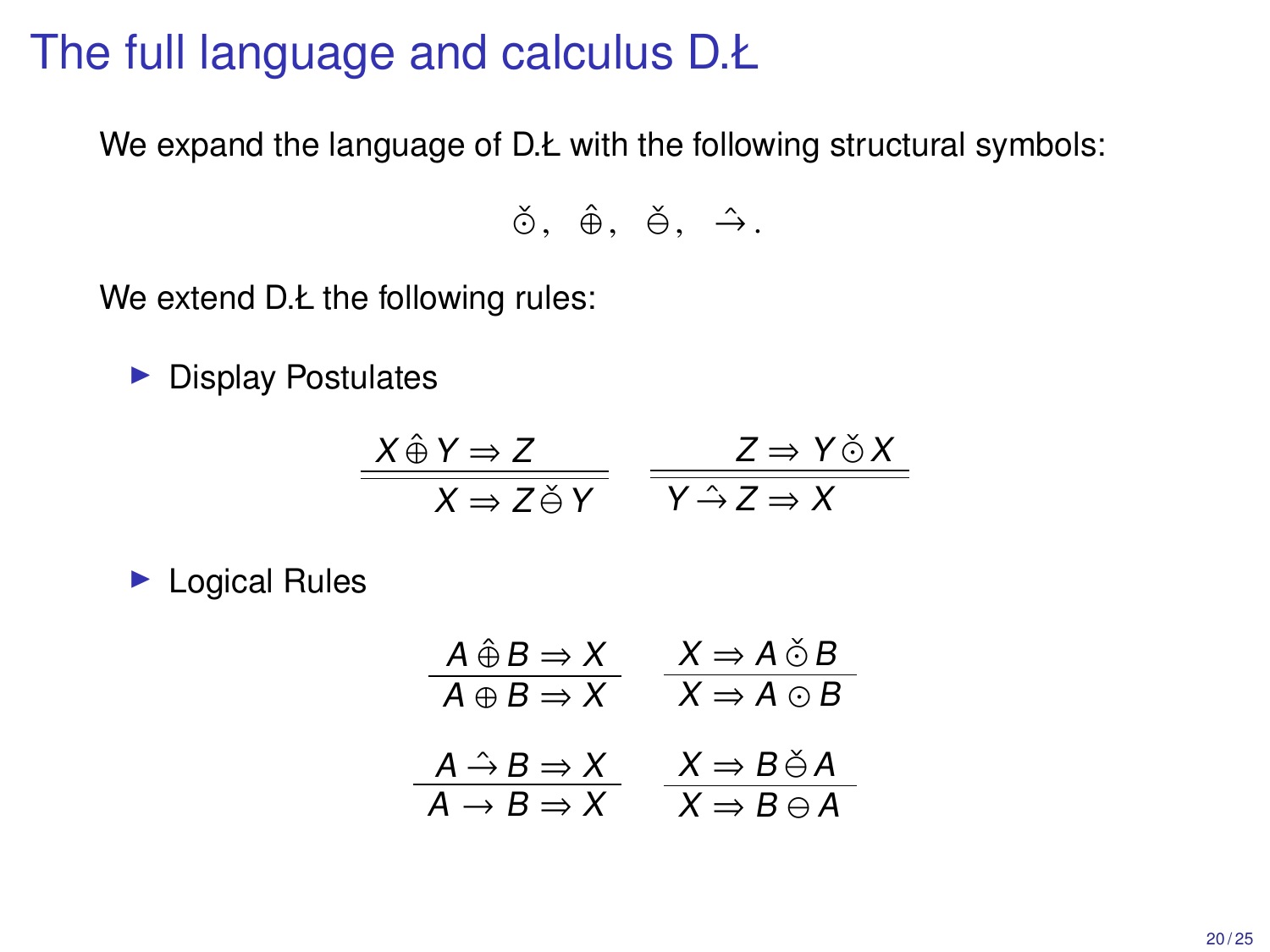# The full language and calculus D.Ł

We expand the language of D.Ł with the following structural symbols:

$$\check{\odot}, \quad \hat{\oplus}, \quad \check{\ominus}, \quad \hat{\rightarrow}.$$

We extend D.Ł the following rules:

- Display Postulates

$$\frac{X \,\hat{\oplus}\, Y \Rightarrow Z}{X \Rightarrow Z \,\check{\ominus}\, Y} \qquad \frac{Z \Rightarrow Y \,\check{\odot}\, X}{Y \,\hat{\rightarrow}\, Z \Rightarrow X}$$

(both rules are double-line, i.e. invertible)

- Logical Rules

$$\frac{A \,\hat{\oplus}\, B \Rightarrow X}{A \oplus B \Rightarrow X} \qquad \frac{X \Rightarrow A \,\check{\odot}\, B}{X \Rightarrow A \odot B}$$

$$\frac{A \,\hat{\rightarrow}\, B \Rightarrow X}{A \rightarrow B \Rightarrow X} \qquad \frac{X \Rightarrow B \,\check{\ominus}\, A}{X \Rightarrow B \ominus A}$$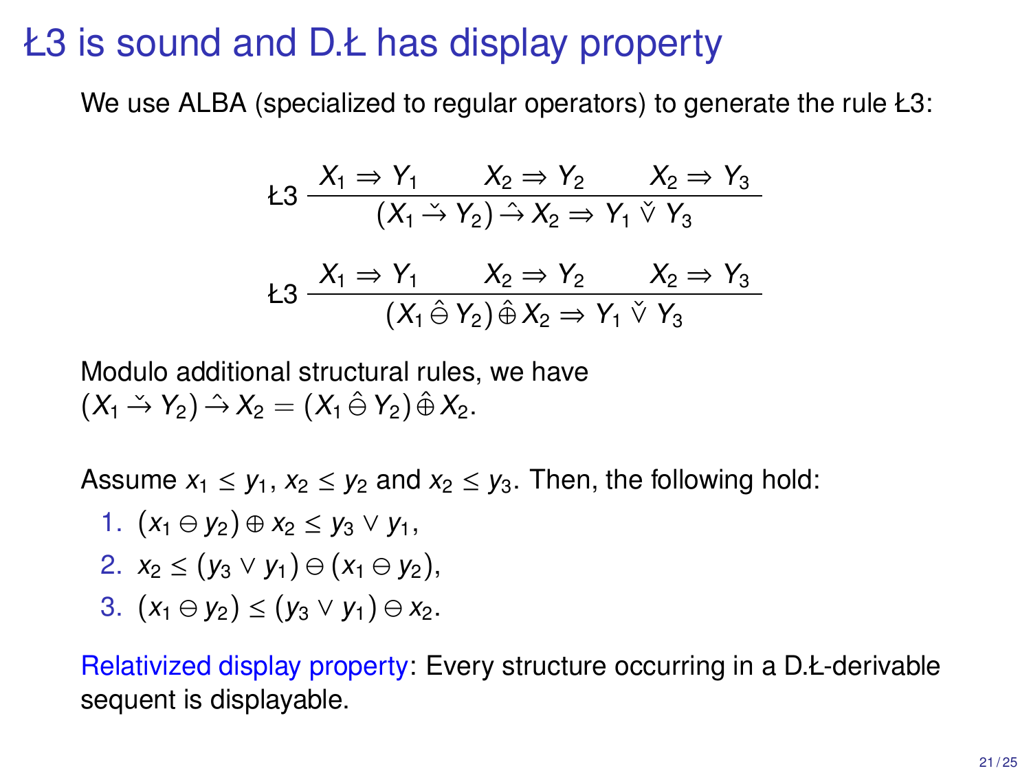# Ł3 is sound and D.Ł has display property

We use ALBA (specialized to regular operators) to generate the rule Ł3:

$$\text{Ł3}\ \frac{X_1 \Rightarrow Y_1 \qquad X_2 \Rightarrow Y_2 \qquad X_2 \Rightarrow Y_3}{(X_1 \check{\rightarrow} Y_2) \hat{\rightarrow} X_2 \Rightarrow Y_1 \check{\vee} Y_3}$$

$$\text{Ł3}\ \frac{X_1 \Rightarrow Y_1 \qquad X_2 \Rightarrow Y_2 \qquad X_2 \Rightarrow Y_3}{(X_1 \hat{\ominus} Y_2) \hat{\oplus} X_2 \Rightarrow Y_1 \check{\vee} Y_3}$$

Modulo additional structural rules, we have
$(X_1 \check{\rightarrow} Y_2) \hat{\rightarrow} X_2 = (X_1 \hat{\ominus} Y_2) \hat{\oplus} X_2$.

Assume $x_1 \leq y_1$, $x_2 \leq y_2$ and $x_2 \leq y_3$. Then, the following hold:

1. $(x_1 \ominus y_2) \oplus x_2 \leq y_3 \vee y_1$,
2. $x_2 \leq (y_3 \vee y_1) \ominus (x_1 \ominus y_2)$,
3. $(x_1 \ominus y_2) \leq (y_3 \vee y_1) \ominus x_2$.

Relativized display property: Every structure occurring in a D.Ł-derivable sequent is displayable.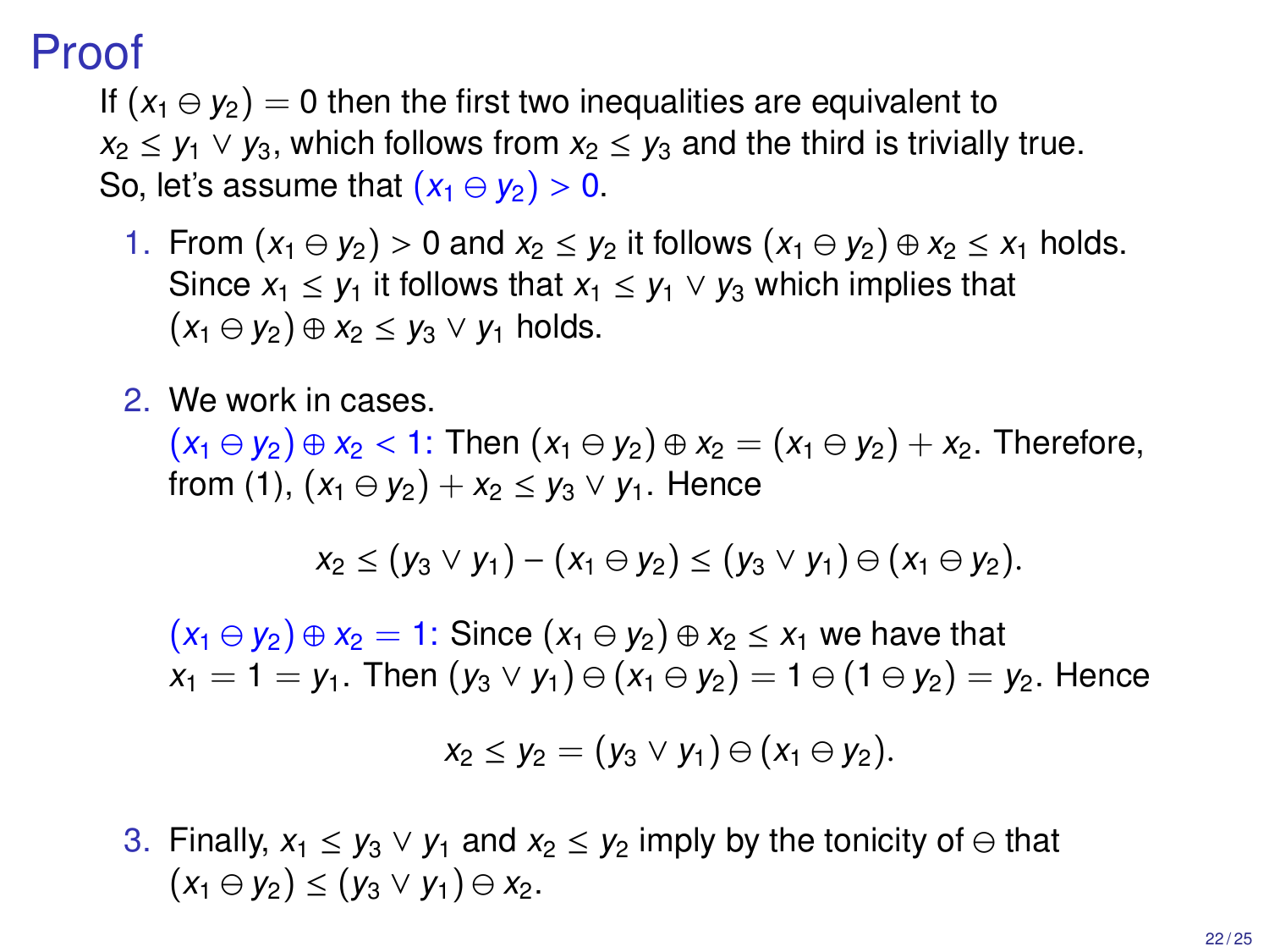# Proof

If $(x_1 \ominus y_2) = 0$ then the first two inequalities are equivalent to $x_2 \leq y_1 \vee y_3$, which follows from $x_2 \leq y_3$ and the third is trivially true. So, let's assume that $(x_1 \ominus y_2) > 0$.

1. From $(x_1 \ominus y_2) > 0$ and $x_2 \leq y_2$ it follows $(x_1 \ominus y_2) \oplus x_2 \leq x_1$ holds. Since $x_1 \leq y_1$ it follows that $x_1 \leq y_1 \vee y_3$ which implies that $(x_1 \ominus y_2) \oplus x_2 \leq y_3 \vee y_1$ holds.

2. We work in cases.
   $(x_1 \ominus y_2) \oplus x_2 < 1$: Then $(x_1 \ominus y_2) \oplus x_2 = (x_1 \ominus y_2) + x_2$. Therefore, from (1), $(x_1 \ominus y_2) + x_2 \leq y_3 \vee y_1$. Hence

   $$x_2 \leq (y_3 \vee y_1) - (x_1 \ominus y_2) \leq (y_3 \vee y_1) \ominus (x_1 \ominus y_2).$$

   $(x_1 \ominus y_2) \oplus x_2 = 1$: Since $(x_1 \ominus y_2) \oplus x_2 \leq x_1$ we have that $x_1 = 1 = y_1$. Then $(y_3 \vee y_1) \ominus (x_1 \ominus y_2) = 1 \ominus (1 \ominus y_2) = y_2$. Hence

   $$x_2 \leq y_2 = (y_3 \vee y_1) \ominus (x_1 \ominus y_2).$$

3. Finally, $x_1 \leq y_3 \vee y_1$ and $x_2 \leq y_2$ imply by the tonicity of $\ominus$ that $(x_1 \ominus y_2) \leq (y_3 \vee y_1) \ominus x_2$.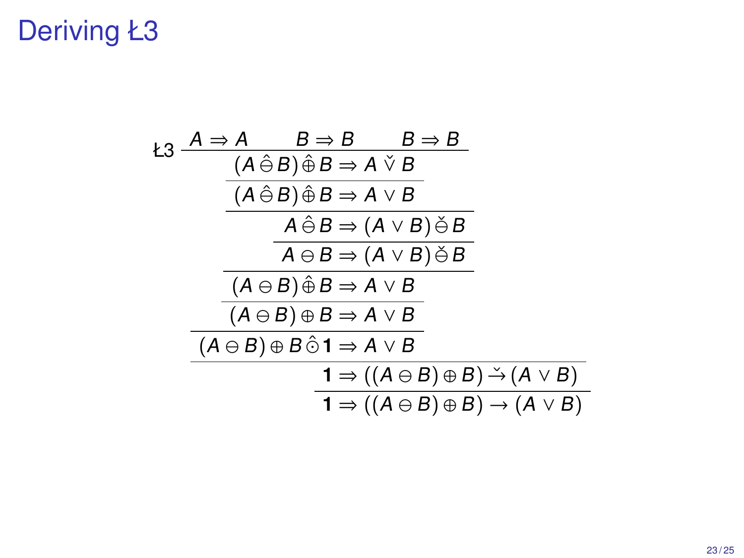# Deriving Ł3

$$
\dfrac{\dfrac{\dfrac{\dfrac{\dfrac{\dfrac{\dfrac{\dfrac{\dfrac{A \Rightarrow A \qquad B \Rightarrow B \qquad B \Rightarrow B}{(A \mathbin{\hat{\ominus}} B) \mathbin{\hat{\oplus}} B \Rightarrow A \mathbin{\check{\vee}} B}\text{Ł3}}{(A \mathbin{\hat{\ominus}} B) \mathbin{\hat{\oplus}} B \Rightarrow A \vee B}}{A \mathbin{\hat{\ominus}} B \Rightarrow (A \vee B) \mathbin{\check{\ominus}} B}}{A \ominus B \Rightarrow (A \vee B) \mathbin{\check{\ominus}} B}}{(A \ominus B) \mathbin{\hat{\oplus}} B \Rightarrow A \vee B}}{(A \ominus B) \oplus B \Rightarrow A \vee B}}{(A \ominus B) \oplus B \mathbin{\hat{\odot}} \mathbf{1} \Rightarrow A \vee B}}{\mathbf{1} \Rightarrow ((A \ominus B) \oplus B) \mathbin{\check{\rightarrow}} (A \vee B)}}{\mathbf{1} \Rightarrow ((A \ominus B) \oplus B) \rightarrow (A \vee B)}
$$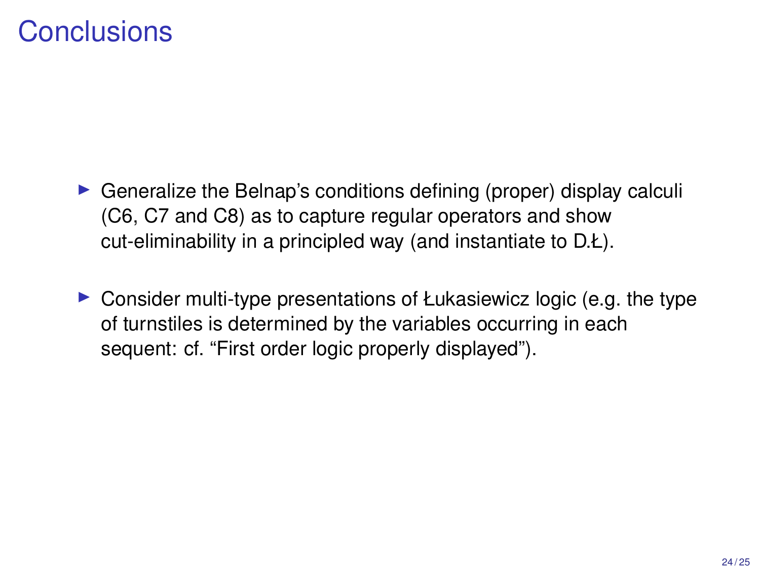# Conclusions

- Generalize the Belnap's conditions defining (proper) display calculi (C6, C7 and C8) as to capture regular operators and show cut-eliminability in a principled way (and instantiate to D.Ł).
- Consider multi-type presentations of Łukasiewicz logic (e.g. the type of turnstiles is determined by the variables occurring in each sequent: cf. "First order logic properly displayed").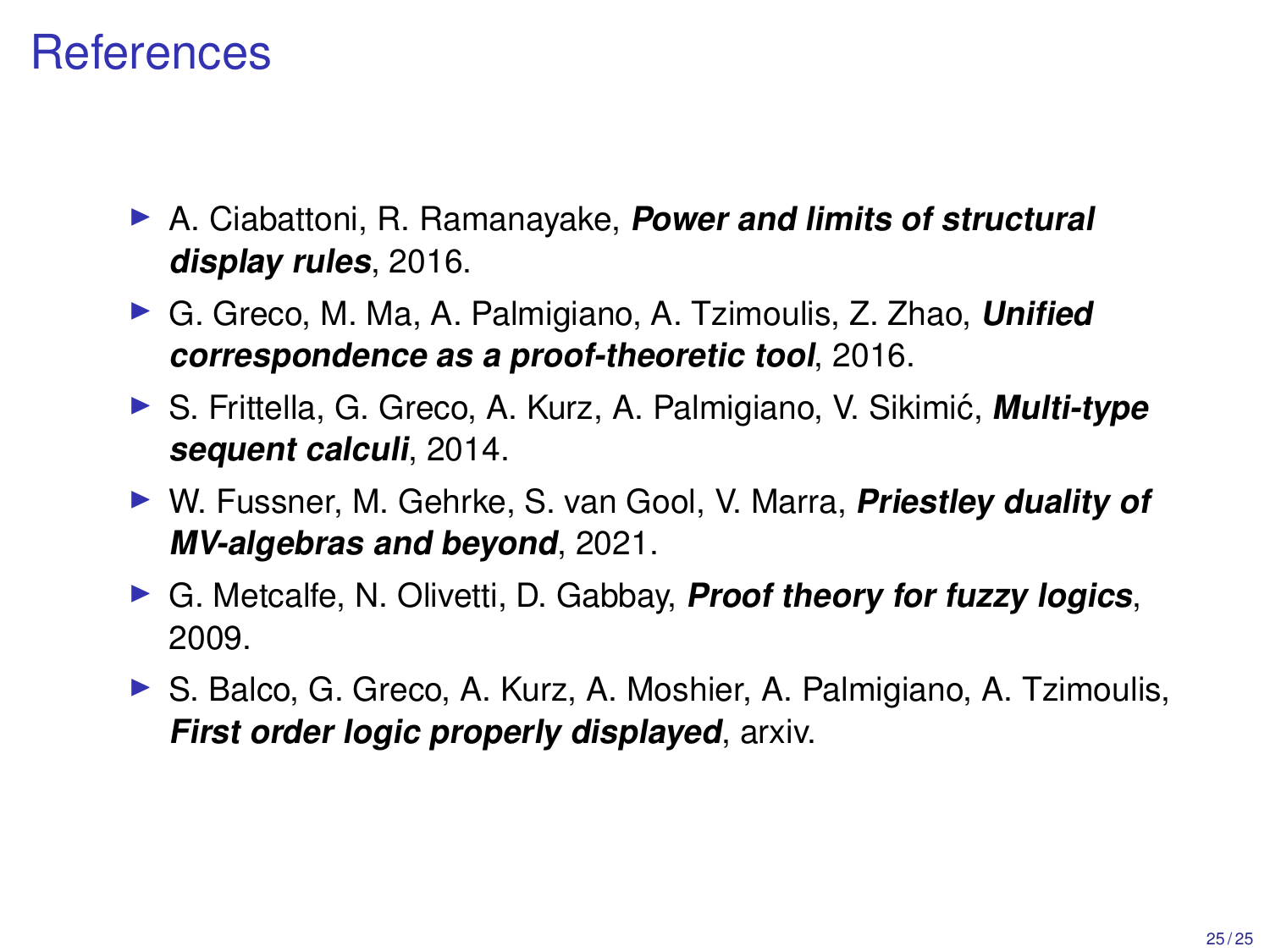# References

- A. Ciabattoni, R. Ramanayake, ***Power and limits of structural display rules***, 2016.
- G. Greco, M. Ma, A. Palmigiano, A. Tzimoulis, Z. Zhao, ***Unified correspondence as a proof-theoretic tool***, 2016.
- S. Frittella, G. Greco, A. Kurz, A. Palmigiano, V. Sikimić, ***Multi-type sequent calculi***, 2014.
- W. Fussner, M. Gehrke, S. van Gool, V. Marra, ***Priestley duality of MV-algebras and beyond***, 2021.
- G. Metcalfe, N. Olivetti, D. Gabbay, ***Proof theory for fuzzy logics***, 2009.
- S. Balco, G. Greco, A. Kurz, A. Moshier, A. Palmigiano, A. Tzimoulis, ***First order logic properly displayed***, arxiv.